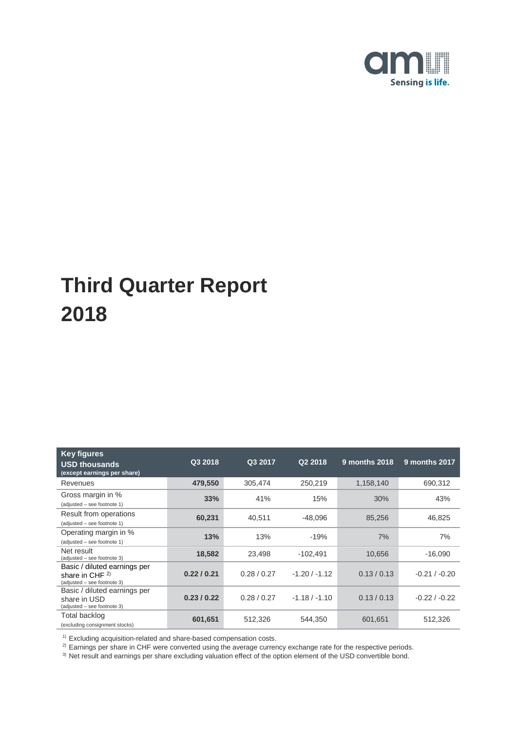# Third Quarter Report 2018

| Key figures<br>USD thousands<br>(except earnings per share) | Q3 2018 | Q3 2017 | Q2 2018 | 9 months 2018 | 9 months 2017 |
|---|---|---|---|---|---|
| Revenues | **479,550** | 305,474 | 250,219 | 1,158,140 | 690,312 |
| Gross margin in %<br>(adjusted – see footnote 1) | **33%** | 41% | 15% | 30% | 43% |
| Result from operations<br>(adjusted – see footnote 1) | **60,231** | 40,511 | -48,096 | 85,256 | 46,825 |
| Operating margin in %<br>(adjusted – see footnote 1) | **13%** | 13% | -19% | 7% | 7% |
| Net result<br>(adjusted – see footnote 3) | **18,582** | 23,498 | -102,491 | 10,656 | -16,090 |
| Basic / diluted earnings per share in CHF [2]<br>(adjusted – see footnote 3) | **0.22 / 0.21** | 0.28 / 0.27 | -1.20 / -1.12 | 0.13 / 0.13 | -0.21 / -0.20 |
| Basic / diluted earnings per share in USD<br>(adjusted – see footnote 3) | **0.23 / 0.22** | 0.28 / 0.27 | -1.18 / -1.10 | 0.13 / 0.13 | -0.22 / -0.22 |
| Total backlog<br>(excluding consignment stocks) | **601,651** | 512,326 | 544,350 | 601,651 | 512,326 |

[1] Excluding acquisition-related and share-based compensation costs.

[2] Earnings per share in CHF were converted using the average currency exchange rate for the respective periods.

[3] Net result and earnings per share excluding valuation effect of the option element of the USD convertible bond.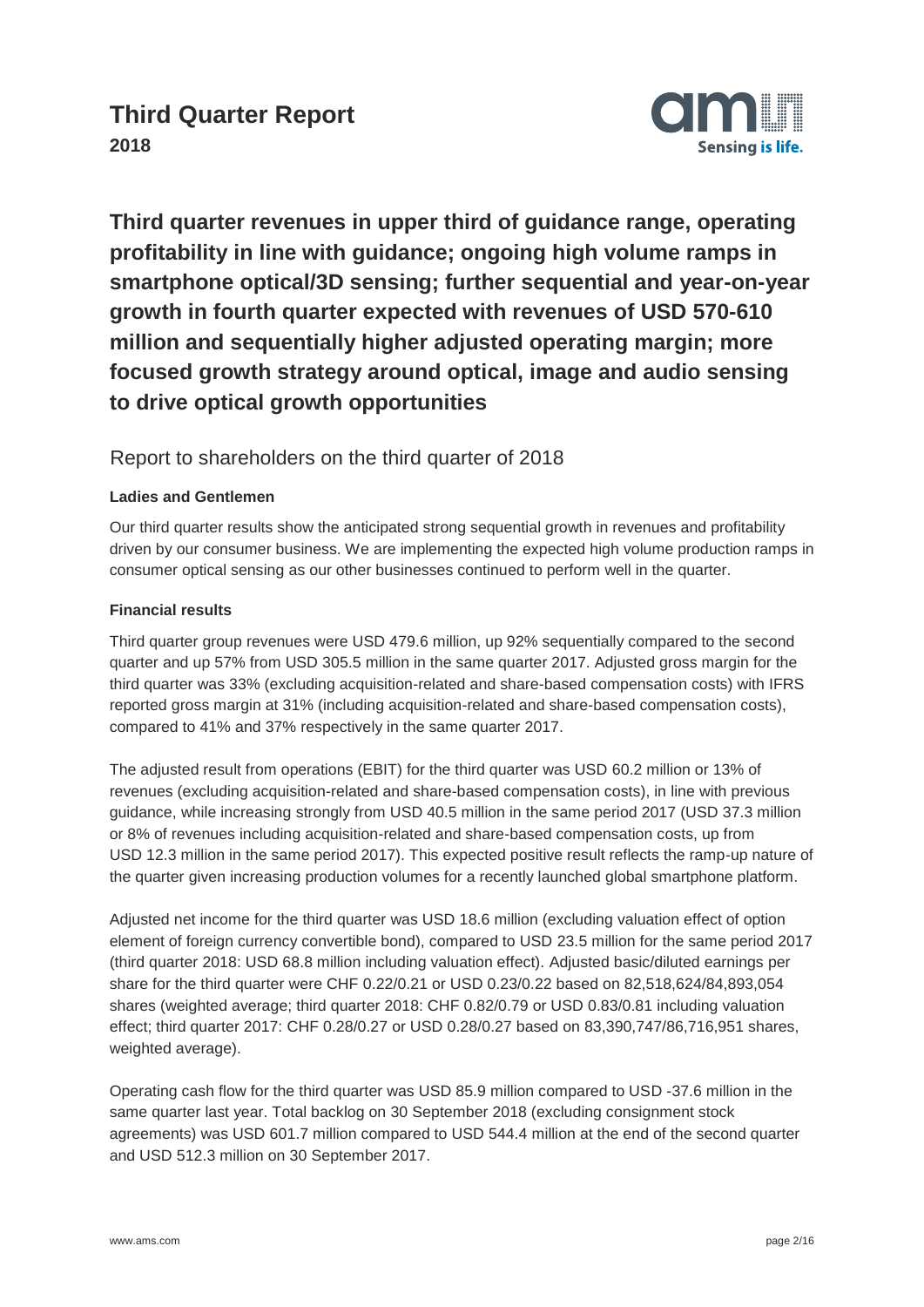# Third Quarter Report
**2018**

## Third quarter revenues in upper third of guidance range, operating profitability in line with guidance; ongoing high volume ramps in smartphone optical/3D sensing; further sequential and year-on-year growth in fourth quarter expected with revenues of USD 570-610 million and sequentially higher adjusted operating margin; more focused growth strategy around optical, image and audio sensing to drive optical growth opportunities

Report to shareholders on the third quarter of 2018

**Ladies and Gentlemen**

Our third quarter results show the anticipated strong sequential growth in revenues and profitability driven by our consumer business. We are implementing the expected high volume production ramps in consumer optical sensing as our other businesses continued to perform well in the quarter.

**Financial results**

Third quarter group revenues were USD 479.6 million, up 92% sequentially compared to the second quarter and up 57% from USD 305.5 million in the same quarter 2017. Adjusted gross margin for the third quarter was 33% (excluding acquisition-related and share-based compensation costs) with IFRS reported gross margin at 31% (including acquisition-related and share-based compensation costs), compared to 41% and 37% respectively in the same quarter 2017.

The adjusted result from operations (EBIT) for the third quarter was USD 60.2 million or 13% of revenues (excluding acquisition-related and share-based compensation costs), in line with previous guidance, while increasing strongly from USD 40.5 million in the same period 2017 (USD 37.3 million or 8% of revenues including acquisition-related and share-based compensation costs, up from USD 12.3 million in the same period 2017). This expected positive result reflects the ramp-up nature of the quarter given increasing production volumes for a recently launched global smartphone platform.

Adjusted net income for the third quarter was USD 18.6 million (excluding valuation effect of option element of foreign currency convertible bond), compared to USD 23.5 million for the same period 2017 (third quarter 2018: USD 68.8 million including valuation effect). Adjusted basic/diluted earnings per share for the third quarter were CHF 0.22/0.21 or USD 0.23/0.22 based on 82,518,624/84,893,054 shares (weighted average; third quarter 2018: CHF 0.82/0.79 or USD 0.83/0.81 including valuation effect; third quarter 2017: CHF 0.28/0.27 or USD 0.28/0.27 based on 83,390,747/86,716,951 shares, weighted average).

Operating cash flow for the third quarter was USD 85.9 million compared to USD -37.6 million in the same quarter last year. Total backlog on 30 September 2018 (excluding consignment stock agreements) was USD 601.7 million compared to USD 544.4 million at the end of the second quarter and USD 512.3 million on 30 September 2017.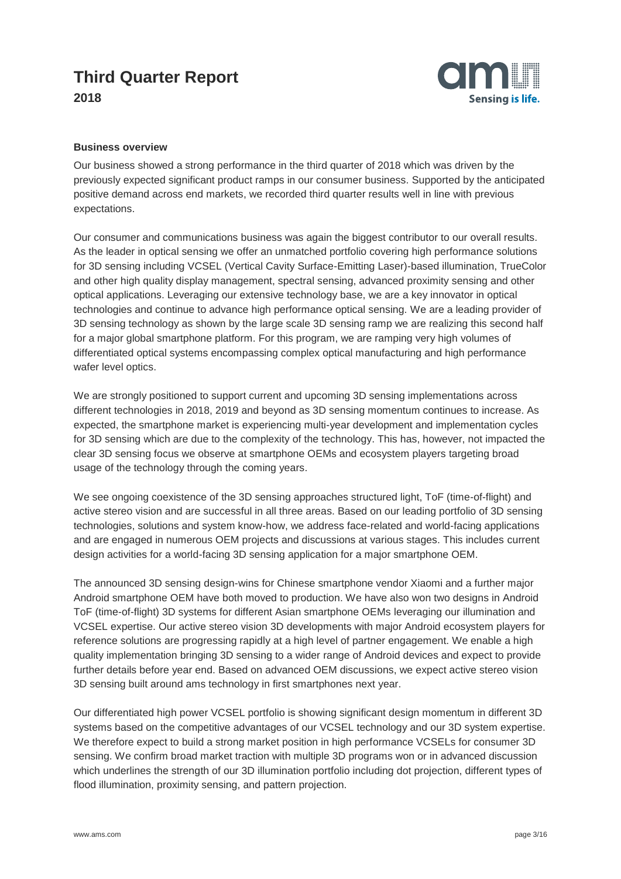### Business overview

Our business showed a strong performance in the third quarter of 2018 which was driven by the previously expected significant product ramps in our consumer business. Supported by the anticipated positive demand across end markets, we recorded third quarter results well in line with previous expectations.

Our consumer and communications business was again the biggest contributor to our overall results. As the leader in optical sensing we offer an unmatched portfolio covering high performance solutions for 3D sensing including VCSEL (Vertical Cavity Surface-Emitting Laser)-based illumination, TrueColor and other high quality display management, spectral sensing, advanced proximity sensing and other optical applications. Leveraging our extensive technology base, we are a key innovator in optical technologies and continue to advance high performance optical sensing. We are a leading provider of 3D sensing technology as shown by the large scale 3D sensing ramp we are realizing this second half for a major global smartphone platform. For this program, we are ramping very high volumes of differentiated optical systems encompassing complex optical manufacturing and high performance wafer level optics.

We are strongly positioned to support current and upcoming 3D sensing implementations across different technologies in 2018, 2019 and beyond as 3D sensing momentum continues to increase. As expected, the smartphone market is experiencing multi-year development and implementation cycles for 3D sensing which are due to the complexity of the technology. This has, however, not impacted the clear 3D sensing focus we observe at smartphone OEMs and ecosystem players targeting broad usage of the technology through the coming years.

We see ongoing coexistence of the 3D sensing approaches structured light, ToF (time-of-flight) and active stereo vision and are successful in all three areas. Based on our leading portfolio of 3D sensing technologies, solutions and system know-how, we address face-related and world-facing applications and are engaged in numerous OEM projects and discussions at various stages. This includes current design activities for a world-facing 3D sensing application for a major smartphone OEM.

The announced 3D sensing design-wins for Chinese smartphone vendor Xiaomi and a further major Android smartphone OEM have both moved to production. We have also won two designs in Android ToF (time-of-flight) 3D systems for different Asian smartphone OEMs leveraging our illumination and VCSEL expertise. Our active stereo vision 3D developments with major Android ecosystem players for reference solutions are progressing rapidly at a high level of partner engagement. We enable a high quality implementation bringing 3D sensing to a wider range of Android devices and expect to provide further details before year end. Based on advanced OEM discussions, we expect active stereo vision 3D sensing built around ams technology in first smartphones next year.

Our differentiated high power VCSEL portfolio is showing significant design momentum in different 3D systems based on the competitive advantages of our VCSEL technology and our 3D system expertise. We therefore expect to build a strong market position in high performance VCSELs for consumer 3D sensing. We confirm broad market traction with multiple 3D programs won or in advanced discussion which underlines the strength of our 3D illumination portfolio including dot projection, different types of flood illumination, proximity sensing, and pattern projection.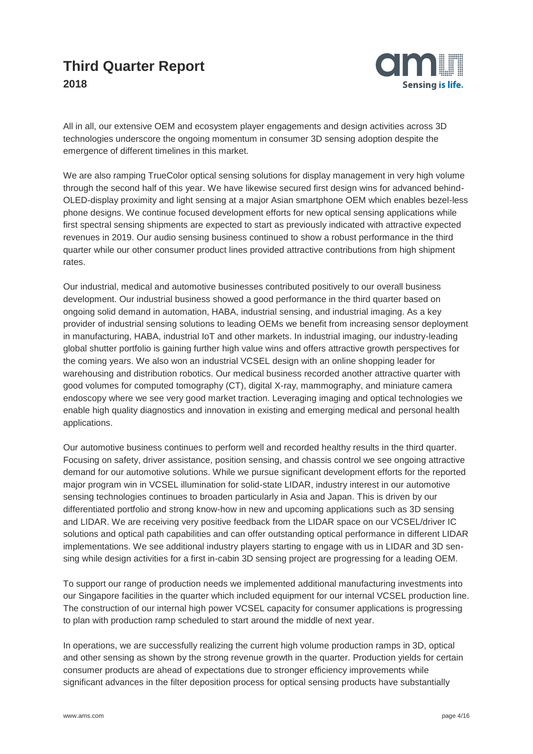All in all, our extensive OEM and ecosystem player engagements and design activities across 3D technologies underscore the ongoing momentum in consumer 3D sensing adoption despite the emergence of different timelines in this market.

We are also ramping TrueColor optical sensing solutions for display management in very high volume through the second half of this year. We have likewise secured first design wins for advanced behind-OLED-display proximity and light sensing at a major Asian smartphone OEM which enables bezel-less phone designs. We continue focused development efforts for new optical sensing applications while first spectral sensing shipments are expected to start as previously indicated with attractive expected revenues in 2019. Our audio sensing business continued to show a robust performance in the third quarter while our other consumer product lines provided attractive contributions from high shipment rates.

Our industrial, medical and automotive businesses contributed positively to our overall business development. Our industrial business showed a good performance in the third quarter based on ongoing solid demand in automation, HABA, industrial sensing, and industrial imaging. As a key provider of industrial sensing solutions to leading OEMs we benefit from increasing sensor deployment in manufacturing, HABA, industrial IoT and other markets. In industrial imaging, our industry-leading global shutter portfolio is gaining further high value wins and offers attractive growth perspectives for the coming years. We also won an industrial VCSEL design with an online shopping leader for warehousing and distribution robotics. Our medical business recorded another attractive quarter with good volumes for computed tomography (CT), digital X-ray, mammography, and miniature camera endoscopy where we see very good market traction. Leveraging imaging and optical technologies we enable high quality diagnostics and innovation in existing and emerging medical and personal health applications.

Our automotive business continues to perform well and recorded healthy results in the third quarter. Focusing on safety, driver assistance, position sensing, and chassis control we see ongoing attractive demand for our automotive solutions. While we pursue significant development efforts for the reported major program win in VCSEL illumination for solid-state LIDAR, industry interest in our automotive sensing technologies continues to broaden particularly in Asia and Japan. This is driven by our differentiated portfolio and strong know-how in new and upcoming applications such as 3D sensing and LIDAR. We are receiving very positive feedback from the LIDAR space on our VCSEL/driver IC solutions and optical path capabilities and can offer outstanding optical performance in different LIDAR implementations. We see additional industry players starting to engage with us in LIDAR and 3D sensing while design activities for a first in-cabin 3D sensing project are progressing for a leading OEM.

To support our range of production needs we implemented additional manufacturing investments into our Singapore facilities in the quarter which included equipment for our internal VCSEL production line. The construction of our internal high power VCSEL capacity for consumer applications is progressing to plan with production ramp scheduled to start around the middle of next year.

In operations, we are successfully realizing the current high volume production ramps in 3D, optical and other sensing as shown by the strong revenue growth in the quarter. Production yields for certain consumer products are ahead of expectations due to stronger efficiency improvements while significant advances in the filter deposition process for optical sensing products have substantially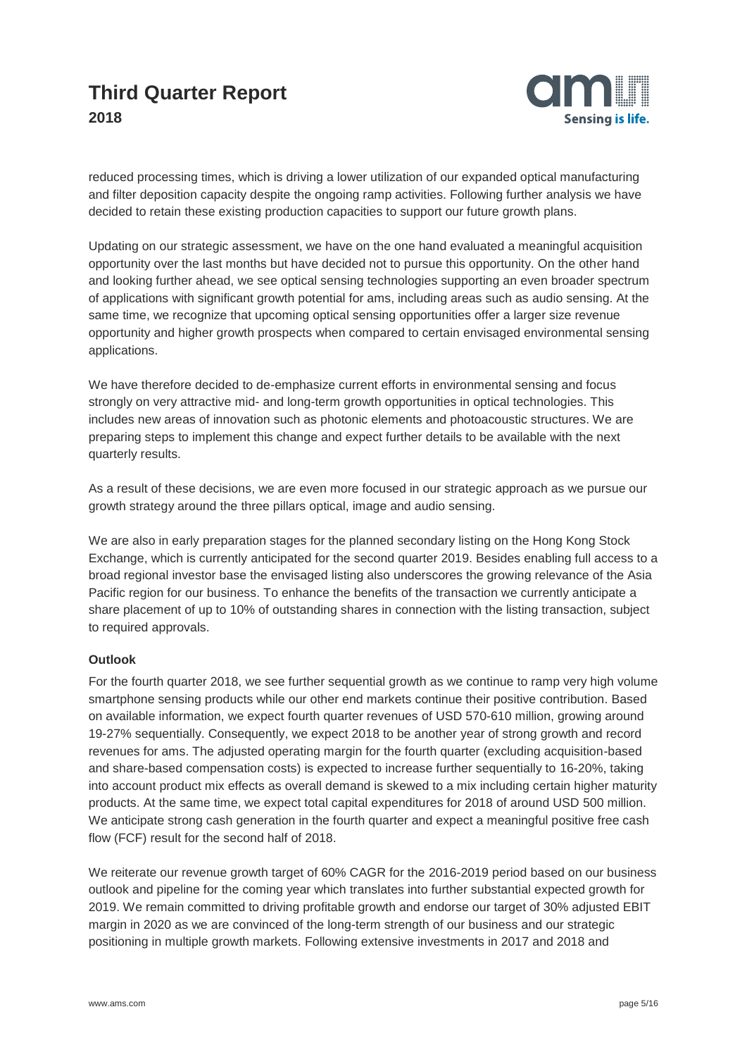reduced processing times, which is driving a lower utilization of our expanded optical manufacturing and filter deposition capacity despite the ongoing ramp activities. Following further analysis we have decided to retain these existing production capacities to support our future growth plans.

Updating on our strategic assessment, we have on the one hand evaluated a meaningful acquisition opportunity over the last months but have decided not to pursue this opportunity. On the other hand and looking further ahead, we see optical sensing technologies supporting an even broader spectrum of applications with significant growth potential for ams, including areas such as audio sensing. At the same time, we recognize that upcoming optical sensing opportunities offer a larger size revenue opportunity and higher growth prospects when compared to certain envisaged environmental sensing applications.

We have therefore decided to de-emphasize current efforts in environmental sensing and focus strongly on very attractive mid- and long-term growth opportunities in optical technologies. This includes new areas of innovation such as photonic elements and photoacoustic structures. We are preparing steps to implement this change and expect further details to be available with the next quarterly results.

As a result of these decisions, we are even more focused in our strategic approach as we pursue our growth strategy around the three pillars optical, image and audio sensing.

We are also in early preparation stages for the planned secondary listing on the Hong Kong Stock Exchange, which is currently anticipated for the second quarter 2019. Besides enabling full access to a broad regional investor base the envisaged listing also underscores the growing relevance of the Asia Pacific region for our business. To enhance the benefits of the transaction we currently anticipate a share placement of up to 10% of outstanding shares in connection with the listing transaction, subject to required approvals.

**Outlook**

For the fourth quarter 2018, we see further sequential growth as we continue to ramp very high volume smartphone sensing products while our other end markets continue their positive contribution. Based on available information, we expect fourth quarter revenues of USD 570-610 million, growing around 19-27% sequentially. Consequently, we expect 2018 to be another year of strong growth and record revenues for ams. The adjusted operating margin for the fourth quarter (excluding acquisition-based and share-based compensation costs) is expected to increase further sequentially to 16-20%, taking into account product mix effects as overall demand is skewed to a mix including certain higher maturity products. At the same time, we expect total capital expenditures for 2018 of around USD 500 million. We anticipate strong cash generation in the fourth quarter and expect a meaningful positive free cash flow (FCF) result for the second half of 2018.

We reiterate our revenue growth target of 60% CAGR for the 2016-2019 period based on our business outlook and pipeline for the coming year which translates into further substantial expected growth for 2019. We remain committed to driving profitable growth and endorse our target of 30% adjusted EBIT margin in 2020 as we are convinced of the long-term strength of our business and our strategic positioning in multiple growth markets. Following extensive investments in 2017 and 2018 and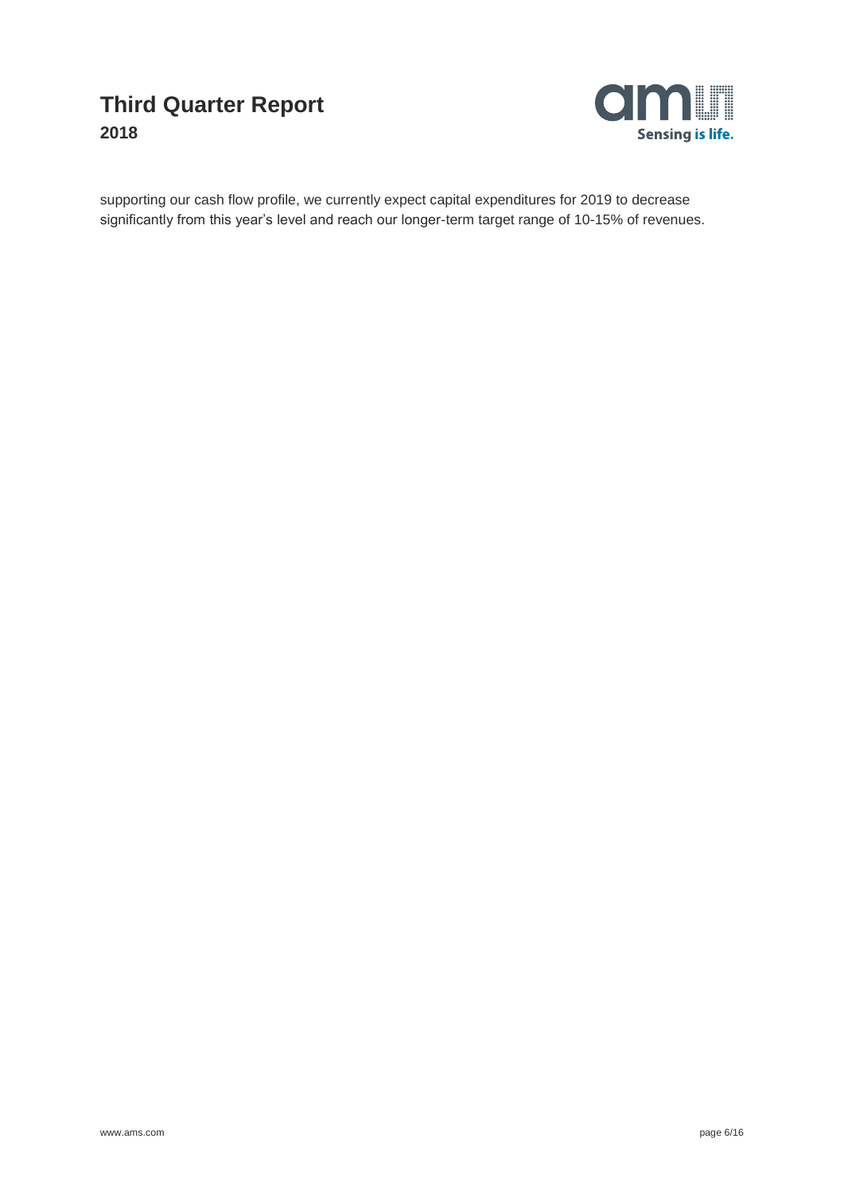supporting our cash flow profile, we currently expect capital expenditures for 2019 to decrease significantly from this year's level and reach our longer-term target range of 10-15% of revenues.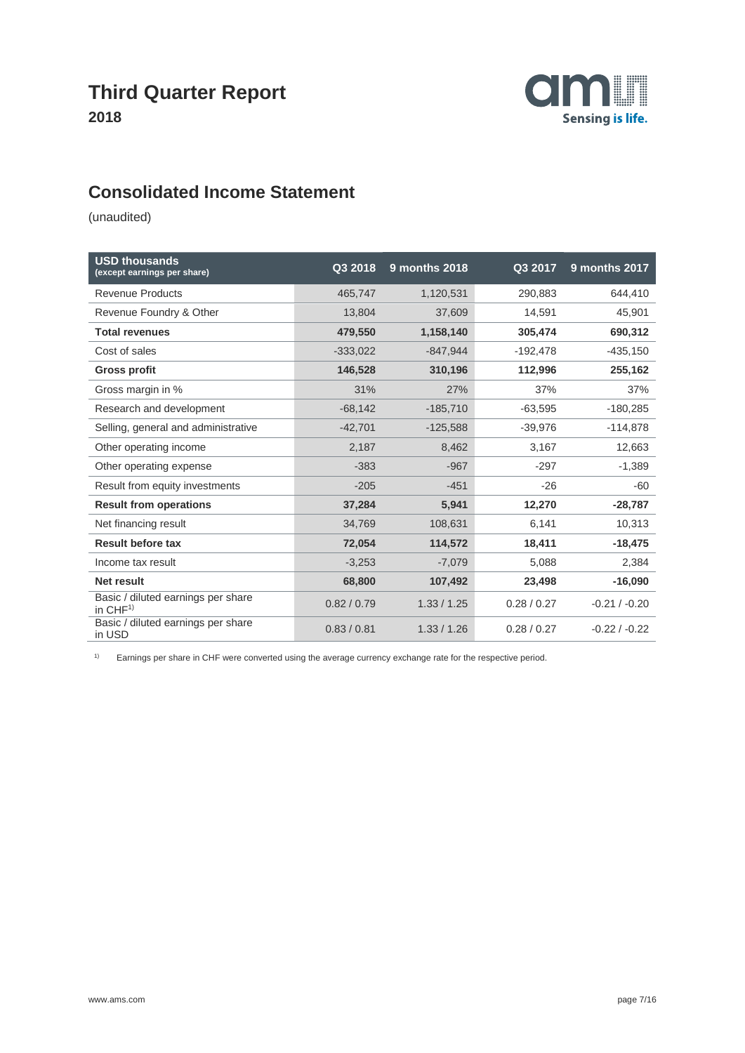# Third Quarter Report

**2018**

## Consolidated Income Statement

(unaudited)

| USD thousands (except earnings per share) | Q3 2018 | 9 months 2018 | Q3 2017 | 9 months 2017 |
|---|---|---|---|---|
| Revenue Products | 465,747 | 1,120,531 | 290,883 | 644,410 |
| Revenue Foundry & Other | 13,804 | 37,609 | 14,591 | 45,901 |
| **Total revenues** | **479,550** | **1,158,140** | **305,474** | **690,312** |
| Cost of sales | -333,022 | -847,944 | -192,478 | -435,150 |
| **Gross profit** | **146,528** | **310,196** | **112,996** | **255,162** |
| Gross margin in % | 31% | 27% | 37% | 37% |
| Research and development | -68,142 | -185,710 | -63,595 | -180,285 |
| Selling, general and administrative | -42,701 | -125,588 | -39,976 | -114,878 |
| Other operating income | 2,187 | 8,462 | 3,167 | 12,663 |
| Other operating expense | -383 | -967 | -297 | -1,389 |
| Result from equity investments | -205 | -451 | -26 | -60 |
| **Result from operations** | **37,284** | **5,941** | **12,270** | **-28,787** |
| Net financing result | 34,769 | 108,631 | 6,141 | 10,313 |
| **Result before tax** | **72,054** | **114,572** | **18,411** | **-18,475** |
| Income tax result | -3,253 | -7,079 | 5,088 | 2,384 |
| **Net result** | **68,800** | **107,492** | **23,498** | **-16,090** |
| Basic / diluted earnings per share in CHF[1)] | 0.82 / 0.79 | 1.33 / 1.25 | 0.28 / 0.27 | -0.21 / -0.20 |
| Basic / diluted earnings per share in USD | 0.83 / 0.81 | 1.33 / 1.26 | 0.28 / 0.27 | -0.22 / -0.22 |

[1)] Earnings per share in CHF were converted using the average currency exchange rate for the respective period.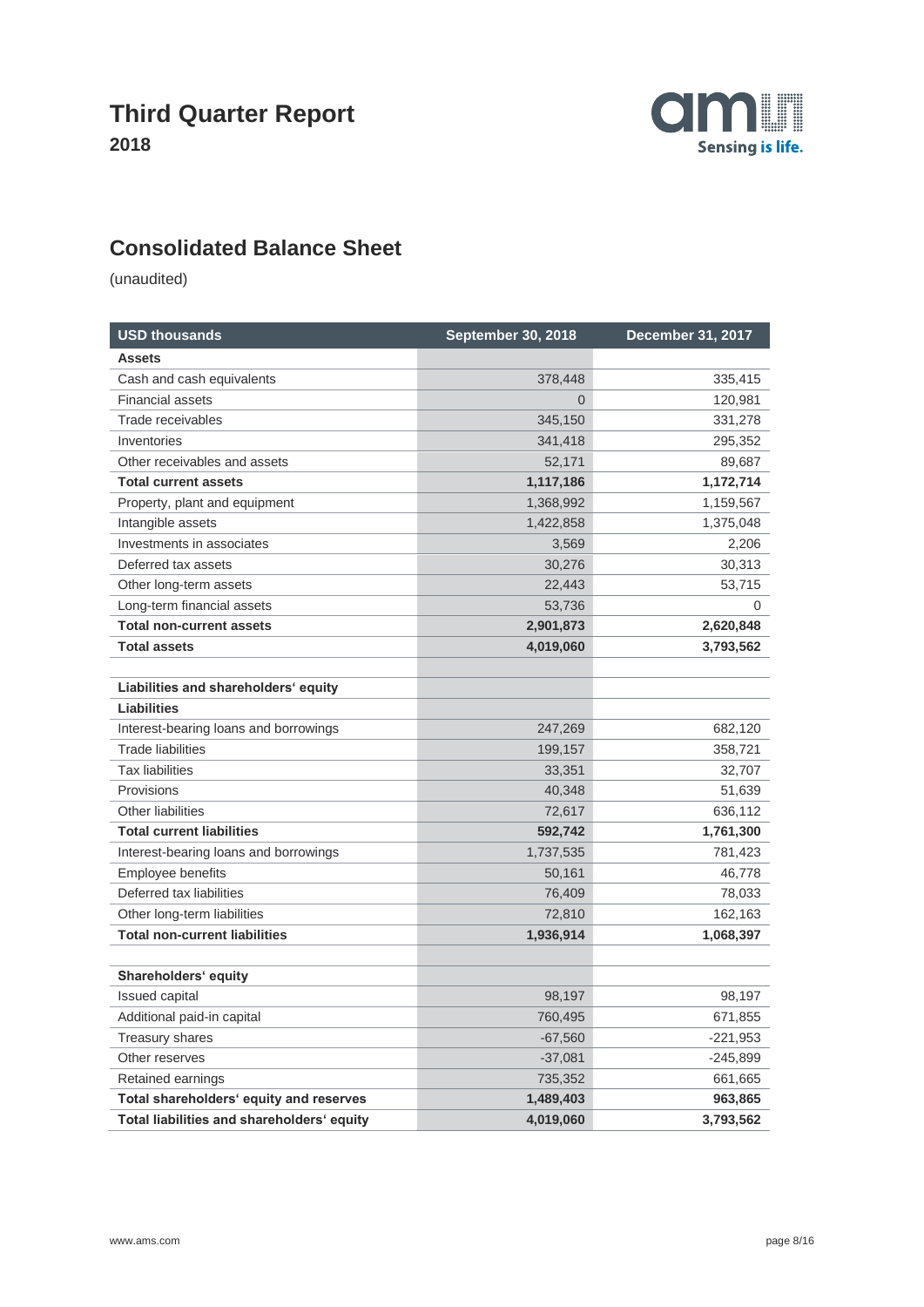# Third Quarter Report

**2018**

## Consolidated Balance Sheet

(unaudited)

| USD thousands | September 30, 2018 | December 31, 2017 |
|---|---|---|
| **Assets** | | |
| Cash and cash equivalents | 378,448 | 335,415 |
| Financial assets | 0 | 120,981 |
| Trade receivables | 345,150 | 331,278 |
| Inventories | 341,418 | 295,352 |
| Other receivables and assets | 52,171 | 89,687 |
| **Total current assets** | **1,117,186** | **1,172,714** |
| Property, plant and equipment | 1,368,992 | 1,159,567 |
| Intangible assets | 1,422,858 | 1,375,048 |
| Investments in associates | 3,569 | 2,206 |
| Deferred tax assets | 30,276 | 30,313 |
| Other long-term assets | 22,443 | 53,715 |
| Long-term financial assets | 53,736 | 0 |
| **Total non-current assets** | **2,901,873** | **2,620,848** |
| **Total assets** | **4,019,060** | **3,793,562** |
| | | |
| **Liabilities and shareholders' equity** | | |
| **Liabilities** | | |
| Interest-bearing loans and borrowings | 247,269 | 682,120 |
| Trade liabilities | 199,157 | 358,721 |
| Tax liabilities | 33,351 | 32,707 |
| Provisions | 40,348 | 51,639 |
| Other liabilities | 72,617 | 636,112 |
| **Total current liabilities** | **592,742** | **1,761,300** |
| Interest-bearing loans and borrowings | 1,737,535 | 781,423 |
| Employee benefits | 50,161 | 46,778 |
| Deferred tax liabilities | 76,409 | 78,033 |
| Other long-term liabilities | 72,810 | 162,163 |
| **Total non-current liabilities** | **1,936,914** | **1,068,397** |
| | | |
| **Shareholders' equity** | | |
| Issued capital | 98,197 | 98,197 |
| Additional paid-in capital | 760,495 | 671,855 |
| Treasury shares | -67,560 | -221,953 |
| Other reserves | -37,081 | -245,899 |
| Retained earnings | 735,352 | 661,665 |
| **Total shareholders' equity and reserves** | **1,489,403** | **963,865** |
| **Total liabilities and shareholders' equity** | **4,019,060** | **3,793,562** |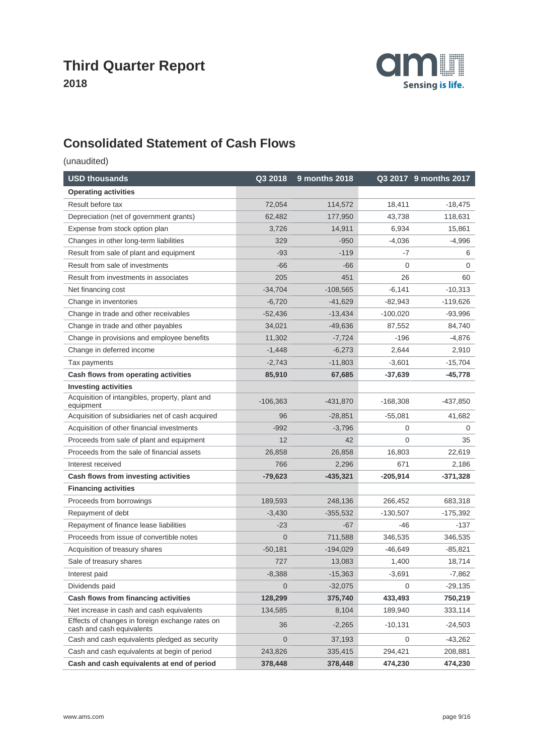# Third Quarter Report

**2018**

## Consolidated Statement of Cash Flows

(unaudited)

| USD thousands | Q3 2018 | 9 months 2018 | Q3 2017 | 9 months 2017 |
|---|---|---|---|---|
| **Operating activities** | | | | |
| Result before tax | 72,054 | 114,572 | 18,411 | -18,475 |
| Depreciation (net of government grants) | 62,482 | 177,950 | 43,738 | 118,631 |
| Expense from stock option plan | 3,726 | 14,911 | 6,934 | 15,861 |
| Changes in other long-term liabilities | 329 | -950 | -4,036 | -4,996 |
| Result from sale of plant and equipment | -93 | -119 | -7 | 6 |
| Result from sale of investments | -66 | -66 | 0 | 0 |
| Result from investments in associates | 205 | 451 | 26 | 60 |
| Net financing cost | -34,704 | -108,565 | -6,141 | -10,313 |
| Change in inventories | -6,720 | -41,629 | -82,943 | -119,626 |
| Change in trade and other receivables | -52,436 | -13,434 | -100,020 | -93,996 |
| Change in trade and other payables | 34,021 | -49,636 | 87,552 | 84,740 |
| Change in provisions and employee benefits | 11,302 | -7,724 | -196 | -4,876 |
| Change in deferred income | -1,448 | -6,273 | 2,644 | 2,910 |
| Tax payments | -2,743 | -11,803 | -3,601 | -15,704 |
| **Cash flows from operating activities** | **85,910** | **67,685** | **-37,639** | **-45,778** |
| **Investing activities** | | | | |
| Acquisition of intangibles, property, plant and equipment | -106,363 | -431,870 | -168,308 | -437,850 |
| Acquisition of subsidiaries net of cash acquired | 96 | -28,851 | -55,081 | 41,682 |
| Acquisition of other financial investments | -992 | -3,796 | 0 | 0 |
| Proceeds from sale of plant and equipment | 12 | 42 | 0 | 35 |
| Proceeds from the sale of financial assets | 26,858 | 26,858 | 16,803 | 22,619 |
| Interest received | 766 | 2,296 | 671 | 2,186 |
| **Cash flows from investing activities** | **-79,623** | **-435,321** | **-205,914** | **-371,328** |
| **Financing activities** | | | | |
| Proceeds from borrowings | 189,593 | 248,136 | 266,452 | 683,318 |
| Repayment of debt | -3,430 | -355,532 | -130,507 | -175,392 |
| Repayment of finance lease liabilities | -23 | -67 | -46 | -137 |
| Proceeds from issue of convertible notes | 0 | 711,588 | 346,535 | 346,535 |
| Acquisition of treasury shares | -50,181 | -194,029 | -46,649 | -85,821 |
| Sale of treasury shares | 727 | 13,083 | 1,400 | 18,714 |
| Interest paid | -8,388 | -15,363 | -3,691 | -7,862 |
| Dividends paid | 0 | -32,075 | 0 | -29,135 |
| **Cash flows from financing activities** | **128,299** | **375,740** | **433,493** | **750,219** |
| Net increase in cash and cash equivalents | 134,585 | 8,104 | 189,940 | 333,114 |
| Effects of changes in foreign exchange rates on cash and cash equivalents | 36 | -2,265 | -10,131 | -24,503 |
| Cash and cash equivalents pledged as security | 0 | 37,193 | 0 | -43,262 |
| Cash and cash equivalents at begin of period | 243,826 | 335,415 | 294,421 | 208,881 |
| **Cash and cash equivalents at end of period** | **378,448** | **378,448** | **474,230** | **474,230** |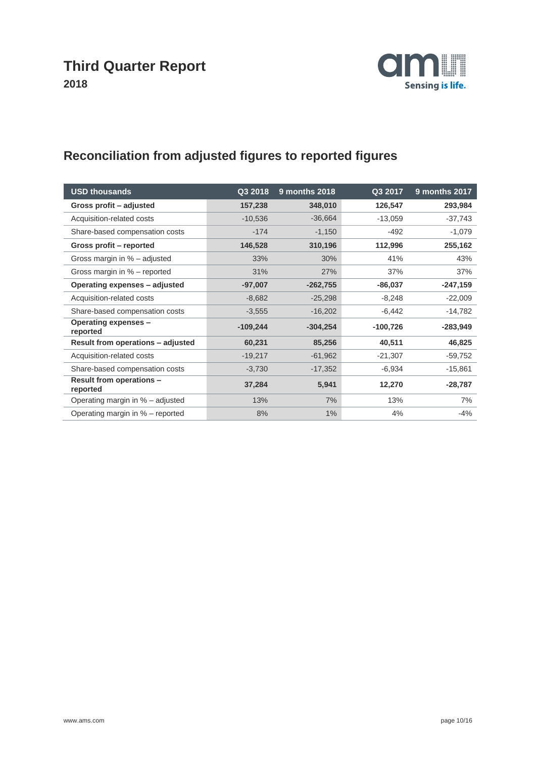# Third Quarter Report
**2018**

## Reconciliation from adjusted figures to reported figures

| USD thousands | Q3 2018 | 9 months 2018 | Q3 2017 | 9 months 2017 |
|---|---|---|---|---|
| **Gross profit – adjusted** | **157,238** | **348,010** | **126,547** | **293,984** |
| Acquisition-related costs | -10,536 | -36,664 | -13,059 | -37,743 |
| Share-based compensation costs | -174 | -1,150 | -492 | -1,079 |
| **Gross profit – reported** | **146,528** | **310,196** | **112,996** | **255,162** |
| Gross margin in % – adjusted | 33% | 30% | 41% | 43% |
| Gross margin in % – reported | 31% | 27% | 37% | 37% |
| **Operating expenses – adjusted** | **-97,007** | **-262,755** | **-86,037** | **-247,159** |
| Acquisition-related costs | -8,682 | -25,298 | -8,248 | -22,009 |
| Share-based compensation costs | -3,555 | -16,202 | -6,442 | -14,782 |
| **Operating expenses – reported** | **-109,244** | **-304,254** | **-100,726** | **-283,949** |
| **Result from operations – adjusted** | **60,231** | **85,256** | **40,511** | **46,825** |
| Acquisition-related costs | -19,217 | -61,962 | -21,307 | -59,752 |
| Share-based compensation costs | -3,730 | -17,352 | -6,934 | -15,861 |
| **Result from operations – reported** | **37,284** | **5,941** | **12,270** | **-28,787** |
| Operating margin in % – adjusted | 13% | 7% | 13% | 7% |
| Operating margin in % – reported | 8% | 1% | 4% | -4% |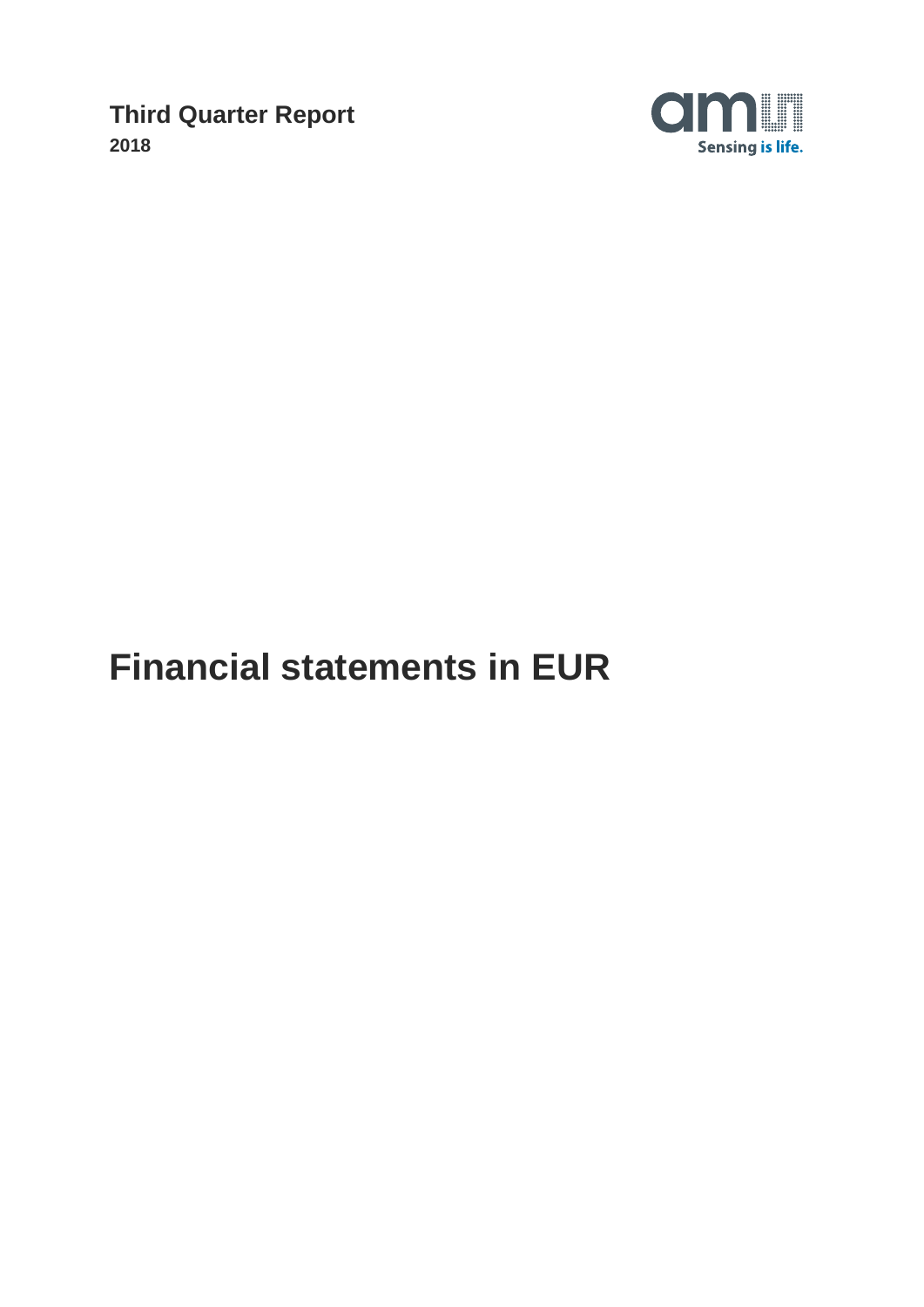**Third Quarter Report**
**2018**

# Financial statements in EUR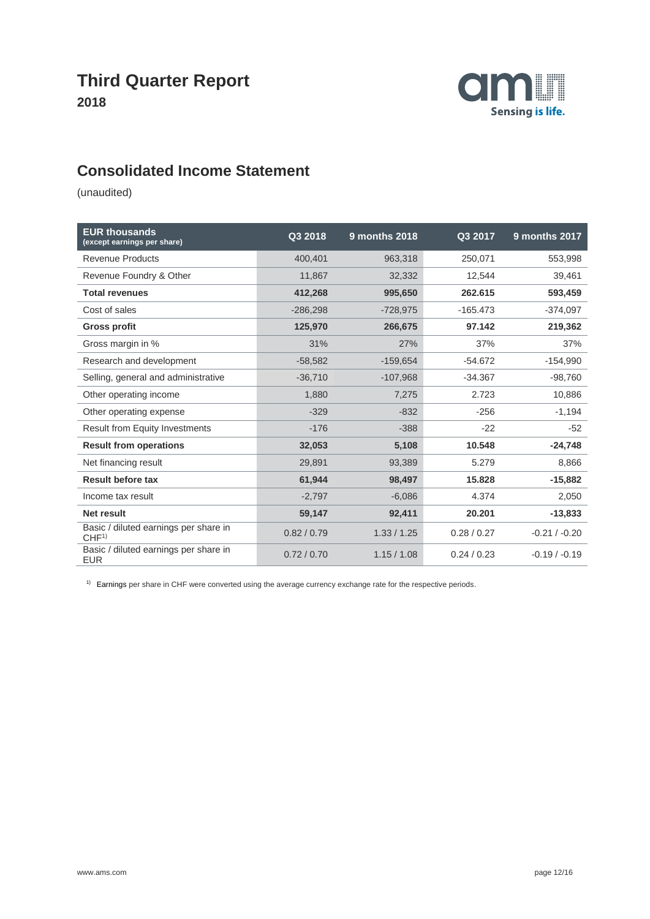# Third Quarter Report

**2018**

## Consolidated Income Statement

(unaudited)

| EUR thousands (except earnings per share) | Q3 2018 | 9 months 2018 | Q3 2017 | 9 months 2017 |
|---|---|---|---|---|
| Revenue Products | 400,401 | 963,318 | 250,071 | 553,998 |
| Revenue Foundry & Other | 11,867 | 32,332 | 12,544 | 39,461 |
| **Total revenues** | **412,268** | **995,650** | **262.615** | **593,459** |
| Cost of sales | -286,298 | -728,975 | -165.473 | -374,097 |
| **Gross profit** | **125,970** | **266,675** | **97.142** | **219,362** |
| Gross margin in % | 31% | 27% | 37% | 37% |
| Research and development | -58,582 | -159,654 | -54.672 | -154,990 |
| Selling, general and administrative | -36,710 | -107,968 | -34.367 | -98,760 |
| Other operating income | 1,880 | 7,275 | 2.723 | 10,886 |
| Other operating expense | -329 | -832 | -256 | -1,194 |
| Result from Equity Investments | -176 | -388 | -22 | -52 |
| **Result from operations** | **32,053** | **5,108** | **10.548** | **-24,748** |
| Net financing result | 29,891 | 93,389 | 5.279 | 8,866 |
| **Result before tax** | **61,944** | **98,497** | **15.828** | **-15,882** |
| Income tax result | -2,797 | -6,086 | 4.374 | 2,050 |
| **Net result** | **59,147** | **92,411** | **20.201** | **-13,833** |
| Basic / diluted earnings per share in CHF[1)] | 0.82 / 0.79 | 1.33 / 1.25 | 0.28 / 0.27 | -0.21 / -0.20 |
| Basic / diluted earnings per share in EUR | 0.72 / 0.70 | 1.15 / 1.08 | 0.24 / 0.23 | -0.19 / -0.19 |

[1)] Earnings per share in CHF were converted using the average currency exchange rate for the respective periods.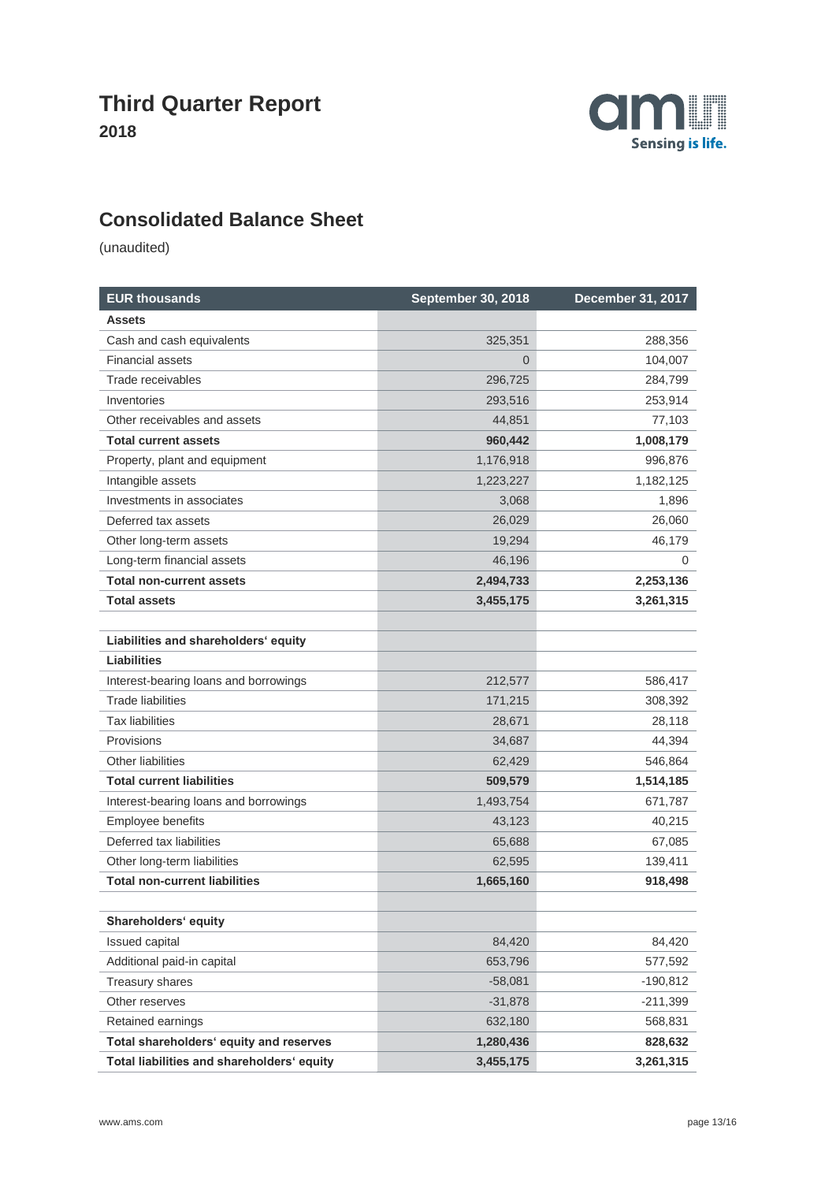# Third Quarter Report

**2018**

## Consolidated Balance Sheet

(unaudited)

| EUR thousands | September 30, 2018 | December 31, 2017 |
|---|---|---|
| **Assets** | | |
| Cash and cash equivalents | 325,351 | 288,356 |
| Financial assets | 0 | 104,007 |
| Trade receivables | 296,725 | 284,799 |
| Inventories | 293,516 | 253,914 |
| Other receivables and assets | 44,851 | 77,103 |
| **Total current assets** | **960,442** | **1,008,179** |
| Property, plant and equipment | 1,176,918 | 996,876 |
| Intangible assets | 1,223,227 | 1,182,125 |
| Investments in associates | 3,068 | 1,896 |
| Deferred tax assets | 26,029 | 26,060 |
| Other long-term assets | 19,294 | 46,179 |
| Long-term financial assets | 46,196 | 0 |
| **Total non-current assets** | **2,494,733** | **2,253,136** |
| **Total assets** | **3,455,175** | **3,261,315** |
| | | |
| **Liabilities and shareholders' equity** | | |
| **Liabilities** | | |
| Interest-bearing loans and borrowings | 212,577 | 586,417 |
| Trade liabilities | 171,215 | 308,392 |
| Tax liabilities | 28,671 | 28,118 |
| Provisions | 34,687 | 44,394 |
| Other liabilities | 62,429 | 546,864 |
| **Total current liabilities** | **509,579** | **1,514,185** |
| Interest-bearing loans and borrowings | 1,493,754 | 671,787 |
| Employee benefits | 43,123 | 40,215 |
| Deferred tax liabilities | 65,688 | 67,085 |
| Other long-term liabilities | 62,595 | 139,411 |
| **Total non-current liabilities** | **1,665,160** | **918,498** |
| | | |
| **Shareholders' equity** | | |
| Issued capital | 84,420 | 84,420 |
| Additional paid-in capital | 653,796 | 577,592 |
| Treasury shares | -58,081 | -190,812 |
| Other reserves | -31,878 | -211,399 |
| Retained earnings | 632,180 | 568,831 |
| **Total shareholders' equity and reserves** | **1,280,436** | **828,632** |
| **Total liabilities and shareholders' equity** | **3,455,175** | **3,261,315** |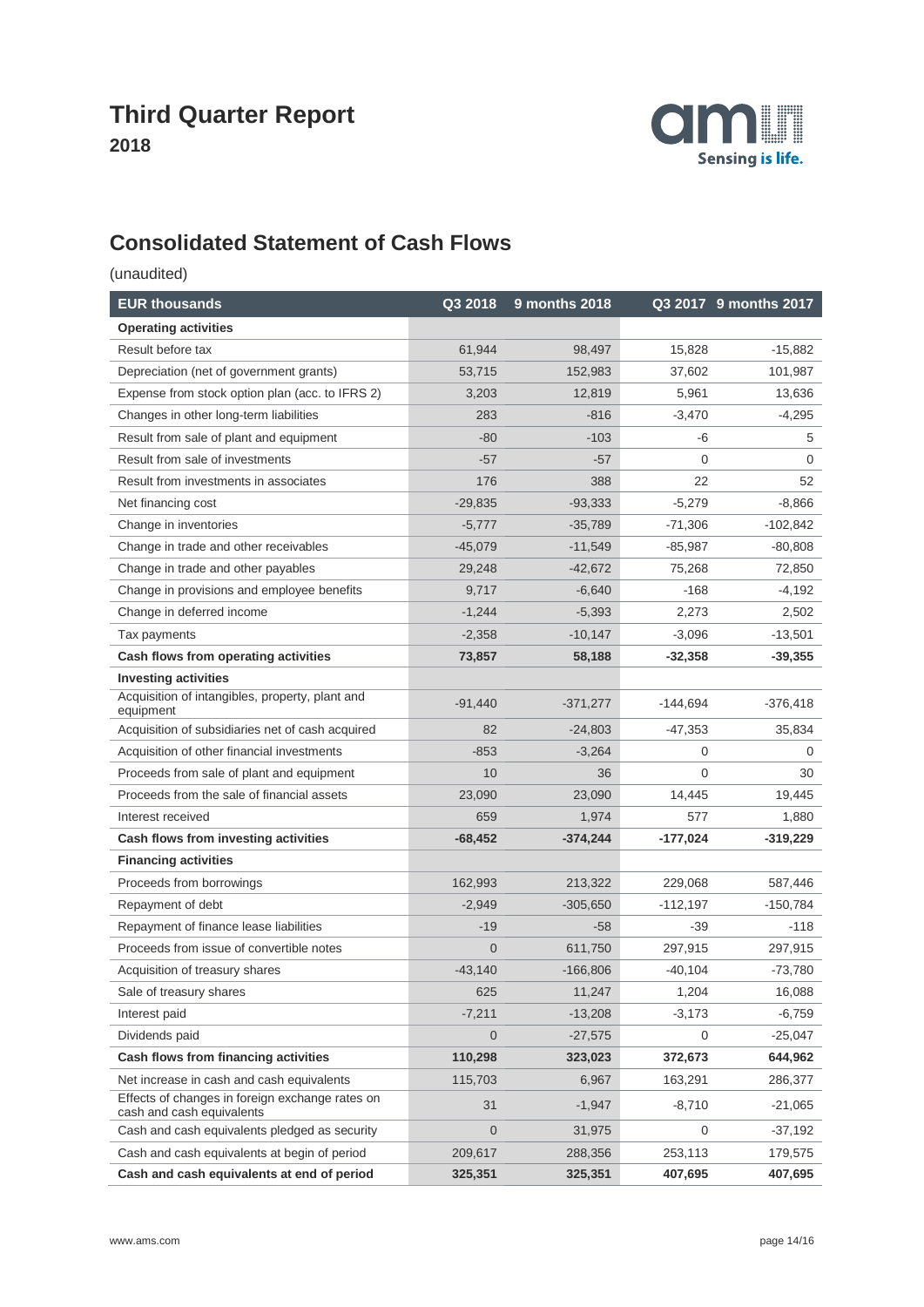# Third Quarter Report

**2018**

## Consolidated Statement of Cash Flows

(unaudited)

| EUR thousands | Q3 2018 | 9 months 2018 | Q3 2017 | 9 months 2017 |
|---|---|---|---|---|
| **Operating activities** | | | | |
| Result before tax | 61,944 | 98,497 | 15,828 | -15,882 |
| Depreciation (net of government grants) | 53,715 | 152,983 | 37,602 | 101,987 |
| Expense from stock option plan (acc. to IFRS 2) | 3,203 | 12,819 | 5,961 | 13,636 |
| Changes in other long-term liabilities | 283 | -816 | -3,470 | -4,295 |
| Result from sale of plant and equipment | -80 | -103 | -6 | 5 |
| Result from sale of investments | -57 | -57 | 0 | 0 |
| Result from investments in associates | 176 | 388 | 22 | 52 |
| Net financing cost | -29,835 | -93,333 | -5,279 | -8,866 |
| Change in inventories | -5,777 | -35,789 | -71,306 | -102,842 |
| Change in trade and other receivables | -45,079 | -11,549 | -85,987 | -80,808 |
| Change in trade and other payables | 29,248 | -42,672 | 75,268 | 72,850 |
| Change in provisions and employee benefits | 9,717 | -6,640 | -168 | -4,192 |
| Change in deferred income | -1,244 | -5,393 | 2,273 | 2,502 |
| Tax payments | -2,358 | -10,147 | -3,096 | -13,501 |
| **Cash flows from operating activities** | **73,857** | **58,188** | **-32,358** | **-39,355** |
| **Investing activities** | | | | |
| Acquisition of intangibles, property, plant and equipment | -91,440 | -371,277 | -144,694 | -376,418 |
| Acquisition of subsidiaries net of cash acquired | 82 | -24,803 | -47,353 | 35,834 |
| Acquisition of other financial investments | -853 | -3,264 | 0 | 0 |
| Proceeds from sale of plant and equipment | 10 | 36 | 0 | 30 |
| Proceeds from the sale of financial assets | 23,090 | 23,090 | 14,445 | 19,445 |
| Interest received | 659 | 1,974 | 577 | 1,880 |
| **Cash flows from investing activities** | **-68,452** | **-374,244** | **-177,024** | **-319,229** |
| **Financing activities** | | | | |
| Proceeds from borrowings | 162,993 | 213,322 | 229,068 | 587,446 |
| Repayment of debt | -2,949 | -305,650 | -112,197 | -150,784 |
| Repayment of finance lease liabilities | -19 | -58 | -39 | -118 |
| Proceeds from issue of convertible notes | 0 | 611,750 | 297,915 | 297,915 |
| Acquisition of treasury shares | -43,140 | -166,806 | -40,104 | -73,780 |
| Sale of treasury shares | 625 | 11,247 | 1,204 | 16,088 |
| Interest paid | -7,211 | -13,208 | -3,173 | -6,759 |
| Dividends paid | 0 | -27,575 | 0 | -25,047 |
| **Cash flows from financing activities** | **110,298** | **323,023** | **372,673** | **644,962** |
| Net increase in cash and cash equivalents | 115,703 | 6,967 | 163,291 | 286,377 |
| Effects of changes in foreign exchange rates on cash and cash equivalents | 31 | -1,947 | -8,710 | -21,065 |
| Cash and cash equivalents pledged as security | 0 | 31,975 | 0 | -37,192 |
| Cash and cash equivalents at begin of period | 209,617 | 288,356 | 253,113 | 179,575 |
| **Cash and cash equivalents at end of period** | **325,351** | **325,351** | **407,695** | **407,695** |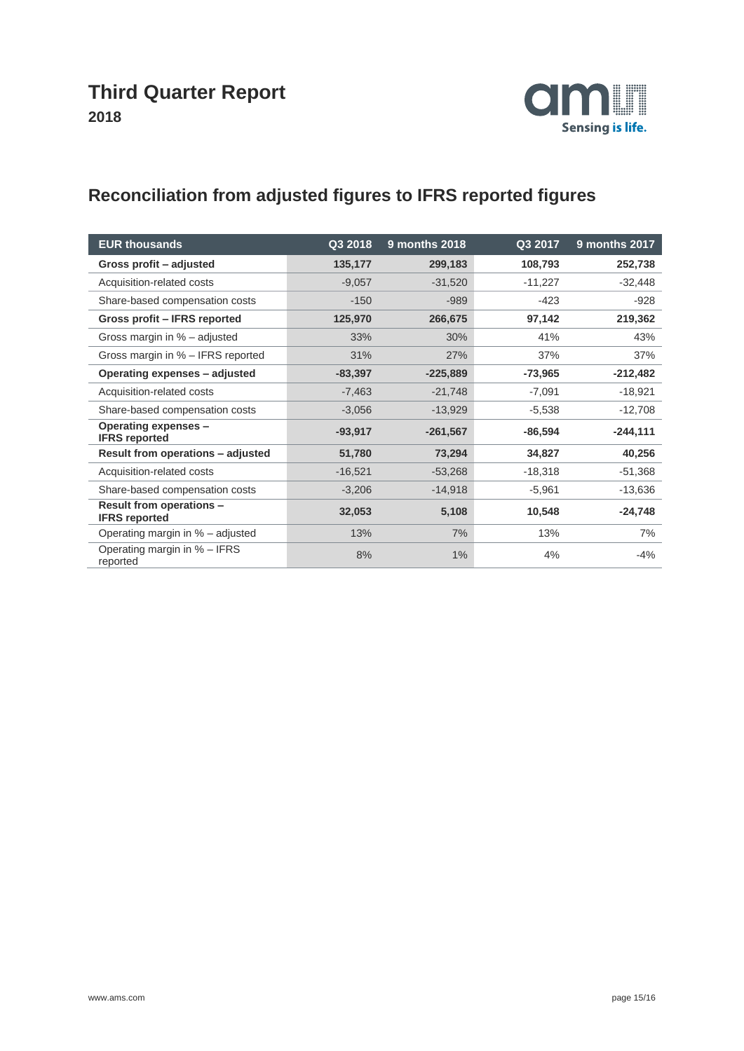# Third Quarter Report

**2018**

## Reconciliation from adjusted figures to IFRS reported figures

| EUR thousands | Q3 2018 | 9 months 2018 | Q3 2017 | 9 months 2017 |
|---|---|---|---|---|
| **Gross profit – adjusted** | **135,177** | **299,183** | **108,793** | **252,738** |
| Acquisition-related costs | -9,057 | -31,520 | -11,227 | -32,448 |
| Share-based compensation costs | -150 | -989 | -423 | -928 |
| **Gross profit – IFRS reported** | **125,970** | **266,675** | **97,142** | **219,362** |
| Gross margin in % – adjusted | 33% | 30% | 41% | 43% |
| Gross margin in % – IFRS reported | 31% | 27% | 37% | 37% |
| **Operating expenses – adjusted** | **-83,397** | **-225,889** | **-73,965** | **-212,482** |
| Acquisition-related costs | -7,463 | -21,748 | -7,091 | -18,921 |
| Share-based compensation costs | -3,056 | -13,929 | -5,538 | -12,708 |
| **Operating expenses – IFRS reported** | **-93,917** | **-261,567** | **-86,594** | **-244,111** |
| **Result from operations – adjusted** | **51,780** | **73,294** | **34,827** | **40,256** |
| Acquisition-related costs | -16,521 | -53,268 | -18,318 | -51,368 |
| Share-based compensation costs | -3,206 | -14,918 | -5,961 | -13,636 |
| **Result from operations – IFRS reported** | **32,053** | **5,108** | **10,548** | **-24,748** |
| Operating margin in % – adjusted | 13% | 7% | 13% | 7% |
| Operating margin in % – IFRS reported | 8% | 1% | 4% | -4% |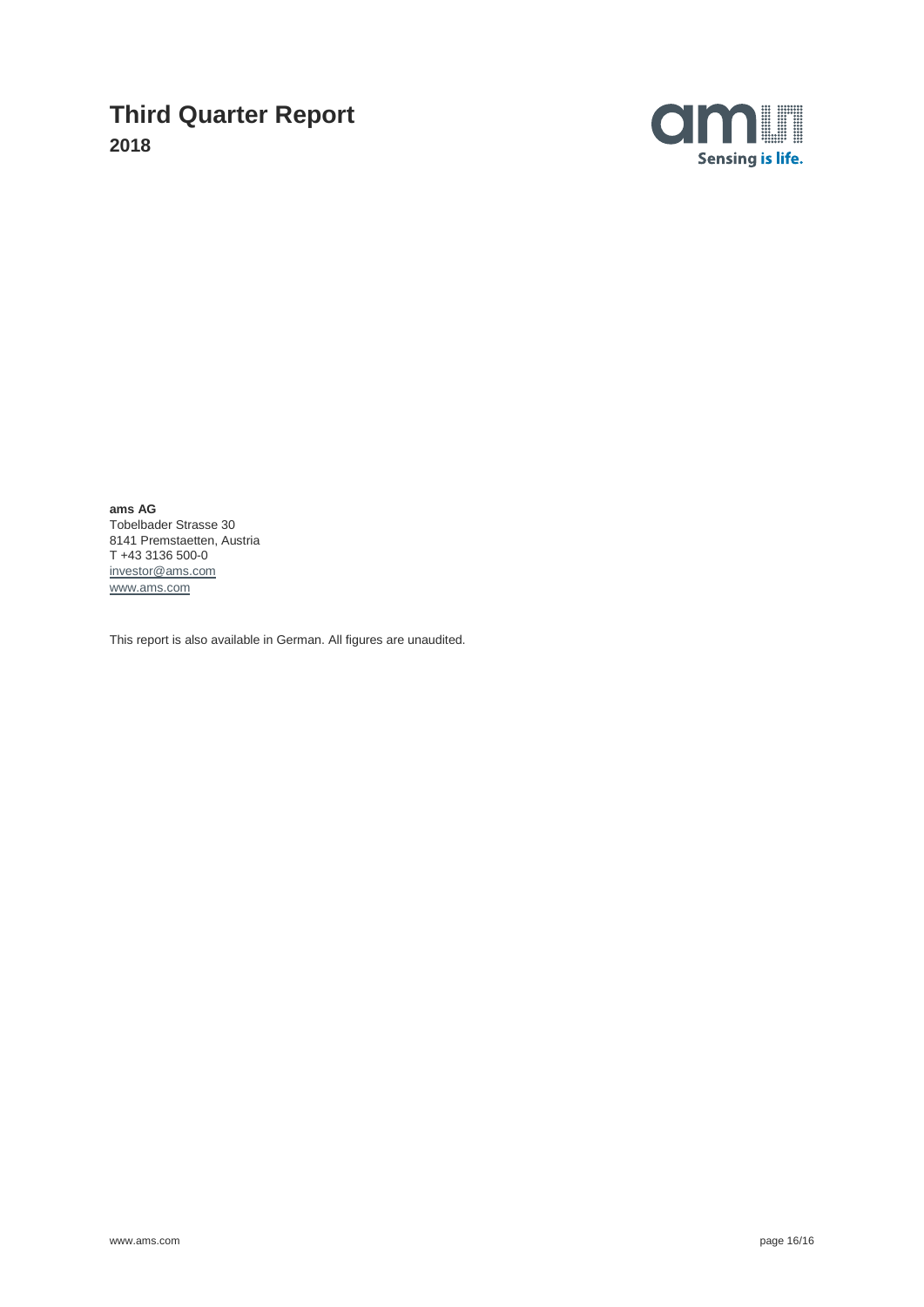# Third Quarter Report
## 2018

**ams AG**
Tobelbader Strasse 30
8141 Premstaetten, Austria
T +43 3136 500-0
investor@ams.com
www.ams.com

This report is also available in German. All figures are unaudited.